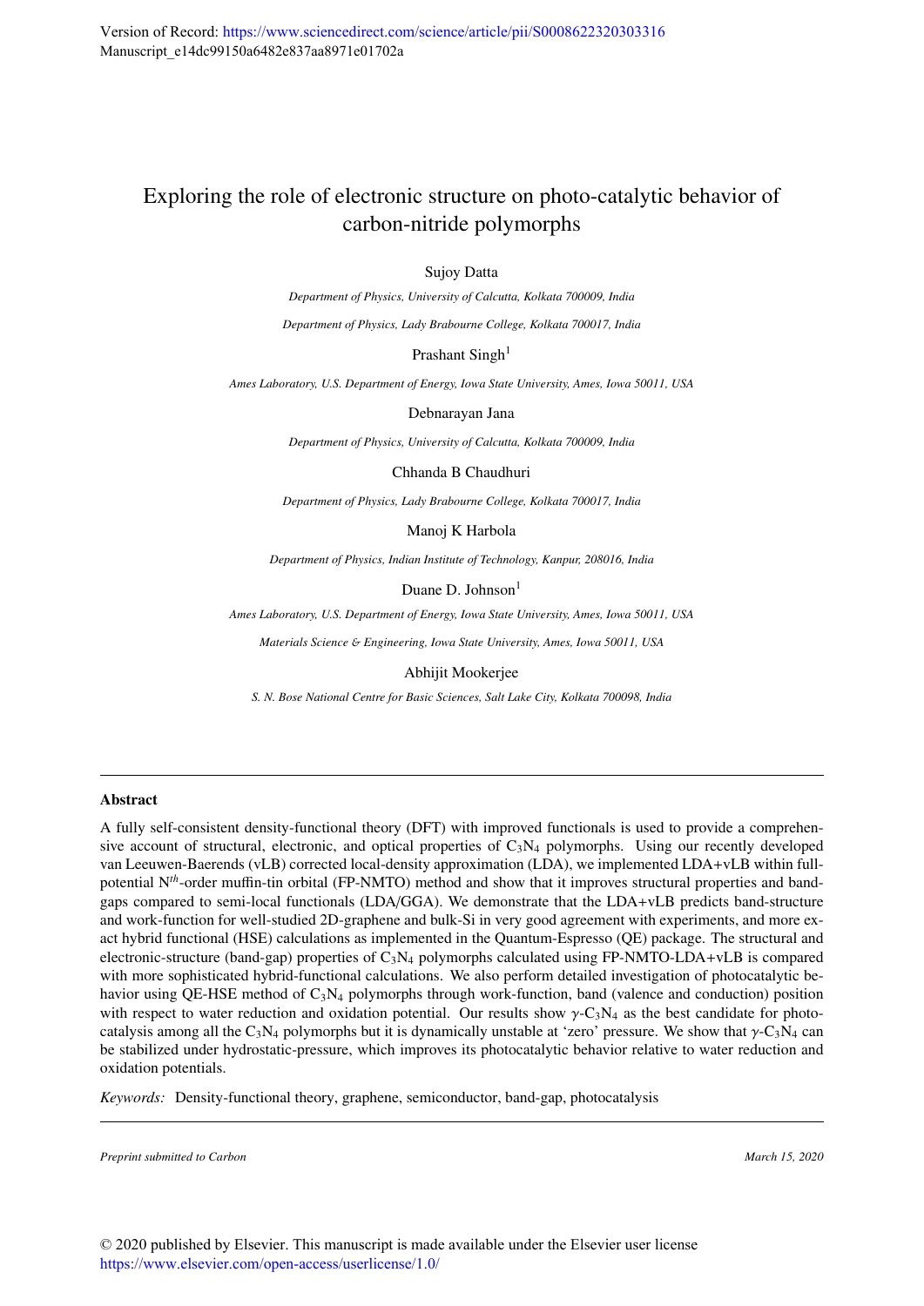Version of Record: https://www.sciencedirect.com/science/article/pii/S0008622320303316
Manuscript_e14dc99150a6482e837aa8971e01702a

# Exploring the role of electronic structure on photo-catalytic behavior of carbon-nitride polymorphs

Sujoy Datta

*Department of Physics, University of Calcutta, Kolkata 700009, India*

*Department of Physics, Lady Brabourne College, Kolkata 700017, India*

Prashant Singh[1]

*Ames Laboratory, U.S. Department of Energy, Iowa State University, Ames, Iowa 50011, USA*

Debnarayan Jana

*Department of Physics, University of Calcutta, Kolkata 700009, India*

Chhanda B Chaudhuri

*Department of Physics, Lady Brabourne College, Kolkata 700017, India*

Manoj K Harbola

*Department of Physics, Indian Institute of Technology, Kanpur, 208016, India*

Duane D. Johnson[1]

*Ames Laboratory, U.S. Department of Energy, Iowa State University, Ames, Iowa 50011, USA*

*Materials Science & Engineering, Iowa State University, Ames, Iowa 50011, USA*

Abhijit Mookerjee

*S. N. Bose National Centre for Basic Sciences, Salt Lake City, Kolkata 700098, India*

---

**Abstract**

A fully self-consistent density-functional theory (DFT) with improved functionals is used to provide a comprehensive account of structural, electronic, and optical properties of $C_3N_4$ polymorphs. Using our recently developed van Leeuwen-Baerends (vLB) corrected local-density approximation (LDA), we implemented LDA+vLB within full-potential $N^{th}$-order muffin-tin orbital (FP-NMTO) method and show that it improves structural properties and band-gaps compared to semi-local functionals (LDA/GGA). We demonstrate that the LDA+vLB predicts band-structure and work-function for well-studied 2D-graphene and bulk-Si in very good agreement with experiments, and more exact hybrid functional (HSE) calculations as implemented in the Quantum-Espresso (QE) package. The structural and electronic-structure (band-gap) properties of $C_3N_4$ polymorphs calculated using FP-NMTO-LDA+vLB is compared with more sophisticated hybrid-functional calculations. We also perform detailed investigation of photocatalytic behavior using QE-HSE method of $C_3N_4$ polymorphs through work-function, band (valence and conduction) position with respect to water reduction and oxidation potential. Our results show $\gamma$-$C_3N_4$ as the best candidate for photocatalysis among all the $C_3N_4$ polymorphs but it is dynamically unstable at 'zero' pressure. We show that $\gamma$-$C_3N_4$ can be stabilized under hydrostatic-pressure, which improves its photocatalytic behavior relative to water reduction and oxidation potentials.

*Keywords:* Density-functional theory, graphene, semiconductor, band-gap, photocatalysis

---

*Preprint submitted to Carbon* — *March 15, 2020*

© 2020 published by Elsevier. This manuscript is made available under the Elsevier user license
https://www.elsevier.com/open-access/userlicense/1.0/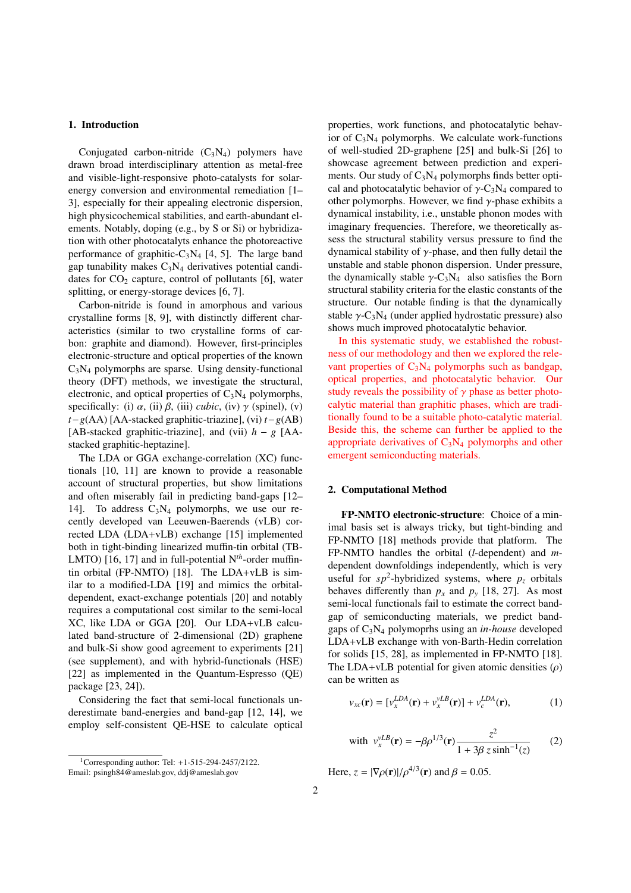## 1. Introduction

Conjugated carbon-nitride ($C_3N_4$) polymers have drawn broad interdisciplinary attention as metal-free and visible-light-responsive photo-catalysts for solar-energy conversion and environmental remediation [1–3], especially for their appealing electronic dispersion, high physicochemical stabilities, and earth-abundant elements. Notably, doping (e.g., by S or Si) or hybridization with other photocatalysts enhance the photoreactive performance of graphitic-$C_3N_4$ [4, 5]. The large band gap tunability makes $C_3N_4$ derivatives potential candidates for $CO_2$ capture, control of pollutants [6], water splitting, or energy-storage devices [6, 7].

Carbon-nitride is found in amorphous and various crystalline forms [8, 9], with distinctly different characteristics (similar to two crystalline forms of carbon: graphite and diamond). However, first-principles electronic-structure and optical properties of the known $C_3N_4$ polymorphs are sparse. Using density-functional theory (DFT) methods, we investigate the structural, electronic, and optical properties of $C_3N_4$ polymorphs, specifically: (i) $\alpha$, (ii) $\beta$, (iii) *cubic*, (iv) $\gamma$ (spinel), (v) $t-g$(AA) [AA-stacked graphitic-triazine], (vi) $t-g$(AB) [AB-stacked graphitic-triazine], and (vii) $h-g$ [AA-stacked graphitic-heptazine].

The LDA or GGA exchange-correlation (XC) functionals [10, 11] are known to provide a reasonable account of structural properties, but show limitations and often miserably fail in predicting band-gaps [12–14]. To address $C_3N_4$ polymorphs, we use our recently developed van Leeuwen-Baerends (vLB) corrected LDA (LDA+vLB) exchange [15] implemented both in tight-binding linearized muffin-tin orbital (TB-LMTO) [16, 17] and in full-potential $N^{th}$-order muffin-tin orbital (FP-NMTO) [18]. The LDA+vLB is similar to a modified-LDA [19] and mimics the orbital-dependent, exact-exchange potentials [20] and notably requires a computational cost similar to the semi-local XC, like LDA or GGA [20]. Our LDA+vLB calculated band-structure of 2-dimensional (2D) graphene and bulk-Si show good agreement to experiments [21] (see supplement), and with hybrid-functionals (HSE) [22] as implemented in the Quantum-Espresso (QE) package [23, 24]).

Considering the fact that semi-local functionals underestimate band-energies and band-gap [12, 14], we employ self-consistent QE-HSE to calculate optical properties, work functions, and photocatalytic behavior of $C_3N_4$ polymorphs. We calculate work-functions of well-studied 2D-graphene [25] and bulk-Si [26] to showcase agreement between prediction and experiments. Our study of $C_3N_4$ polymorphs finds better optical and photocatalytic behavior of $\gamma$-$C_3N_4$ compared to other polymorphs. However, we find $\gamma$-phase exhibits a dynamical instability, i.e., unstable phonon modes with imaginary frequencies. Therefore, we theoretically assess the structural stability versus pressure to find the dynamical stability of $\gamma$-phase, and then fully detail the unstable and stable phonon dispersion. Under pressure, the dynamically stable $\gamma$-$C_3N_4$ also satisfies the Born structural stability criteria for the elastic constants of the structure. Our notable finding is that the dynamically stable $\gamma$-$C_3N_4$ (under applied hydrostatic pressure) also shows much improved photocatalytic behavior.

In this systematic study, we established the robustness of our methodology and then we explored the relevant properties of $C_3N_4$ polymorphs such as bandgap, optical properties, and photocatalytic behavior. Our study reveals the possibility of $\gamma$ phase as better photocalytic material than graphitic phases, which are traditionally found to be a suitable photo-catalytic material. Beside this, the scheme can further be applied to the appropriate derivatives of $C_3N_4$ polymorphs and other emergent semiconducting materials.

## 2. Computational Method

**FP-NMTO electronic-structure**: Choice of a minimal basis set is always tricky, but tight-binding and FP-NMTO [18] methods provide that platform. The FP-NMTO handles the orbital ($l$-dependent) and $m$-dependent downfoldings independently, which is very useful for $sp^2$-hybridized systems, where $p_z$ orbitals behaves differently than $p_x$ and $p_y$ [18, 27]. As most semi-local functionals fail to estimate the correct band-gap of semiconducting materials, we predict band-gaps of $C_3N_4$ polymoprhs using an *in-house* developed LDA+vLB exchange with von-Barth-Hedin correlation for solids [15, 28], as implemented in FP-NMTO [18]. The LDA+vLB potential for given atomic densities ($\rho$) can be written as

$$v_{xc}(\mathbf{r}) = [v_x^{LDA}(\mathbf{r}) + v_x^{vLB}(\mathbf{r})] + v_c^{LDA}(\mathbf{r}), \tag{1}$$

$$\text{with} \quad v_x^{vLB}(\mathbf{r}) = -\beta \rho^{1/3}(\mathbf{r}) \frac{z^2}{1 + 3\beta\, z \sinh^{-1}(z)} \tag{2}$$

Here, $z = |\nabla\rho(\mathbf{r})|/\rho^{4/3}(\mathbf{r})$ and $\beta = 0.05$.

[1] Corresponding author: Tel: +1-515-294-2457/2122. Email: psingh84@ameslab.gov, ddj@ameslab.gov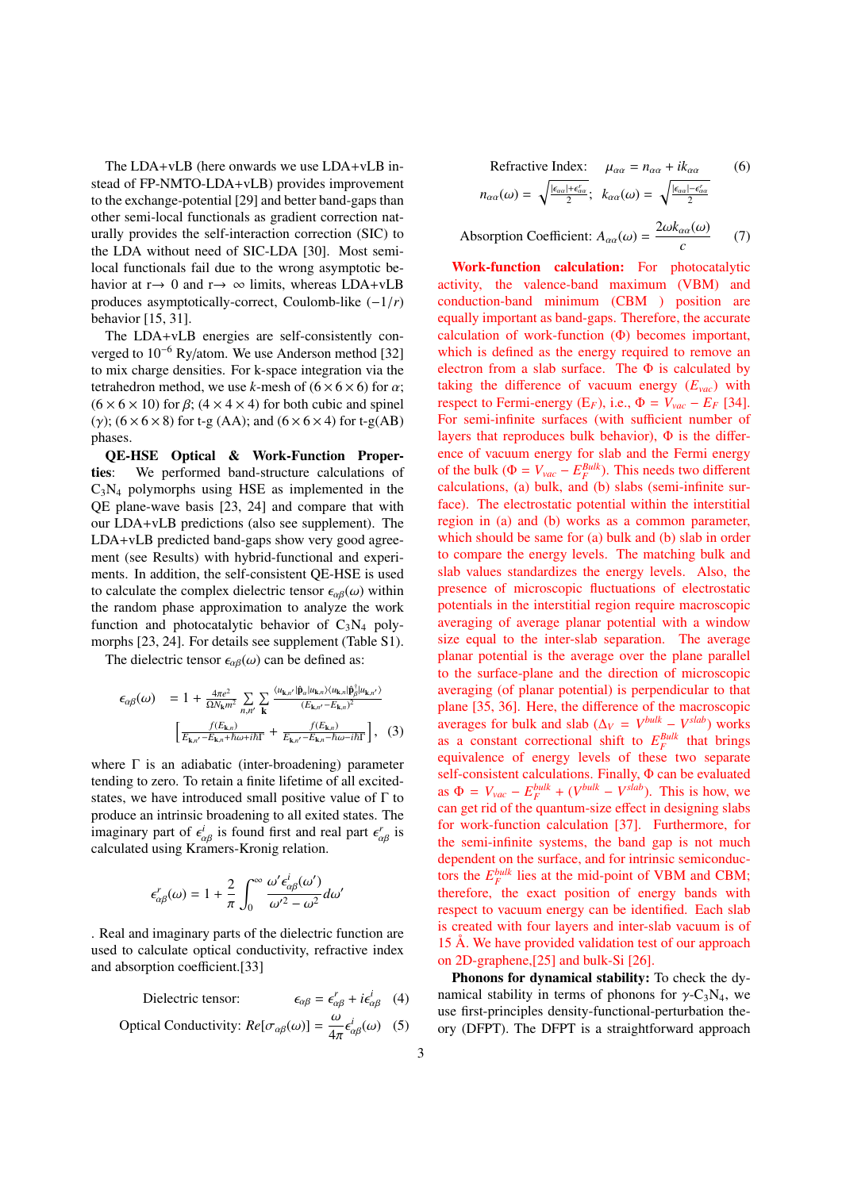The LDA+vLB (here onwards we use LDA+vLB instead of FP-NMTO-LDA+vLB) provides improvement to the exchange-potential [29] and better band-gaps than other semi-local functionals as gradient correction naturally provides the self-interaction correction (SIC) to the LDA without need of SIC-LDA [30]. Most semi-local functionals fail due to the wrong asymptotic behavior at r→ 0 and r→ ∞ limits, whereas LDA+vLB produces asymptotically-correct, Coulomb-like ($-1/r$) behavior [15, 31].

The LDA+vLB energies are self-consistently converged to $10^{-6}$ Ry/atom. We use Anderson method [32] to mix charge densities. For k-space integration via the tetrahedron method, we use $k$-mesh of $(6\times6\times6)$ for $\alpha$; $(6\times6\times10)$ for $\beta$; $(4\times4\times4)$ for both cubic and spinel ($\gamma$); $(6\times6\times8)$ for t-g (AA); and $(6\times6\times4)$ for t-g(AB) phases.

**QE-HSE Optical & Work-Function Properties:** We performed band-structure calculations of $C_3N_4$ polymorphs using HSE as implemented in the QE plane-wave basis [23, 24] and compare that with our LDA+vLB predictions (also see supplement). The LDA+vLB predicted band-gaps show very good agreement (see Results) with hybrid-functional and experiments. In addition, the self-consistent QE-HSE is used to calculate the complex dielectric tensor $\epsilon_{\alpha\beta}(\omega)$ within the random phase approximation to analyze the work function and photocatalytic behavior of $C_3N_4$ polymorphs [23, 24]. For details see supplement (Table S1).

The dielectric tensor $\epsilon_{\alpha\beta}(\omega)$ can be defined as:

$$
\begin{aligned}
\epsilon_{\alpha\beta}(\omega) &= 1 + \frac{4\pi e^2}{\Omega N_{\mathbf{k}} m^2}\sum_{n,n'}\sum_{\mathbf{k}} \frac{\langle u_{\mathbf{k},n'}|\hat{\mathbf{p}}_\alpha|u_{\mathbf{k},n}\rangle\langle u_{\mathbf{k},n}|\hat{\mathbf{p}}_\beta^\dagger|u_{\mathbf{k},n'}\rangle}{(E_{\mathbf{k},n'}-E_{\mathbf{k},n})^2} \\
&\left[\frac{f(E_{\mathbf{k},n})}{E_{\mathbf{k},n'}-E_{\mathbf{k},n}+\hbar\omega+i\hbar\Gamma} + \frac{f(E_{\mathbf{k},n})}{E_{\mathbf{k},n'}-E_{\mathbf{k},n}-\hbar\omega-i\hbar\Gamma}\right], \quad (3)
\end{aligned}
$$

where $\Gamma$ is an adiabatic (inter-broadening) parameter tending to zero. To retain a finite lifetime of all excited-states, we have introduced small positive value of $\Gamma$ to produce an intrinsic broadening to all exited states. The imaginary part of $\epsilon^i_{\alpha\beta}$ is found first and real part $\epsilon^r_{\alpha\beta}$ is calculated using Kramers-Kronig relation.

$$
\epsilon^r_{\alpha\beta}(\omega) = 1 + \frac{2}{\pi}\int_0^\infty \frac{\omega'\epsilon^i_{\alpha\beta}(\omega')}{\omega'^2-\omega^2}d\omega'
$$

. Real and imaginary parts of the dielectric function are used to calculate optical conductivity, refractive index and absorption coefficient.[33]

$$
\text{Dielectric tensor:} \qquad \epsilon_{\alpha\beta} = \epsilon^r_{\alpha\beta} + i\epsilon^i_{\alpha\beta} \quad (4)
$$

$$
\text{Optical Conductivity: } Re[\sigma_{\alpha\beta}(\omega)] = \frac{\omega}{4\pi}\epsilon^i_{\alpha\beta}(\omega) \quad (5)
$$

$$
\text{Refractive Index:} \quad \mu_{\alpha\alpha} = n_{\alpha\alpha} + ik_{\alpha\alpha} \quad (6)
$$

$$
n_{\alpha\alpha}(\omega) = \sqrt{\tfrac{|\epsilon_{\alpha\alpha}|+\epsilon^r_{\alpha\alpha}}{2}}; \quad k_{\alpha\alpha}(\omega) = \sqrt{\tfrac{|\epsilon_{\alpha\alpha}|-\epsilon^r_{\alpha\alpha}}{2}}
$$

$$
\text{Absorption Coefficient: } A_{\alpha\alpha}(\omega) = \frac{2\omega k_{\alpha\alpha}(\omega)}{c} \quad (7)
$$

**Work-function calculation:** For photocatalytic activity, the valence-band maximum (VBM) and conduction-band minimum (CBM ) position are equally important as band-gaps. Therefore, the accurate calculation of work-function ($\Phi$) becomes important, which is defined as the energy required to remove an electron from a slab surface. The $\Phi$ is calculated by taking the difference of vacuum energy ($E_{vac}$) with respect to Fermi-energy ($E_F$), i.e., $\Phi = V_{vac} - E_F$ [34]. For semi-infinite surfaces (with sufficient number of layers that reproduces bulk behavior), $\Phi$ is the difference of vacuum energy for slab and the Fermi energy of the bulk ($\Phi = V_{vac} - E_F^{Bulk}$). This needs two different calculations, (a) bulk, and (b) slabs (semi-infinite surface). The electrostatic potential within the interstitial region in (a) and (b) works as a common parameter, which should be same for (a) bulk and (b) slab in order to compare the energy levels. The matching bulk and slab values standardizes the energy levels. Also, the presence of microscopic fluctuations of electrostatic potentials in the interstitial region require macroscopic averaging of average planar potential with a window size equal to the inter-slab separation. The average planar potential is the average over the plane parallel to the surface-plane and the direction of microscopic averaging (of planar potential) is perpendicular to that plane [35, 36]. Here, the difference of the macroscopic averages for bulk and slab ($\Delta_V = V^{bulk} - V^{slab}$) works as a constant correctional shift to $E_F^{Bulk}$ that brings equivalence of energy levels of these two separate self-consistent calculations. Finally, $\Phi$ can be evaluated as $\Phi = V_{vac} - E_F^{bulk} + (V^{bulk} - V^{slab})$. This is how, we can get rid of the quantum-size effect in designing slabs for work-function calculation [37]. Furthermore, for the semi-infinite systems, the band gap is not much dependent on the surface, and for intrinsic semiconductors the $E_F^{bulk}$ lies at the mid-point of VBM and CBM; therefore, the exact position of energy bands with respect to vacuum energy can be identified. Each slab is created with four layers and inter-slab vacuum is of 15 Å. We have provided validation test of our approach on 2D-graphene,[25] and bulk-Si [26].

**Phonons for dynamical stability:** To check the dynamical stability in terms of phonons for $\gamma$-$C_3N_4$, we use first-principles density-functional-perturbation theory (DFPT). The DFPT is a straightforward approach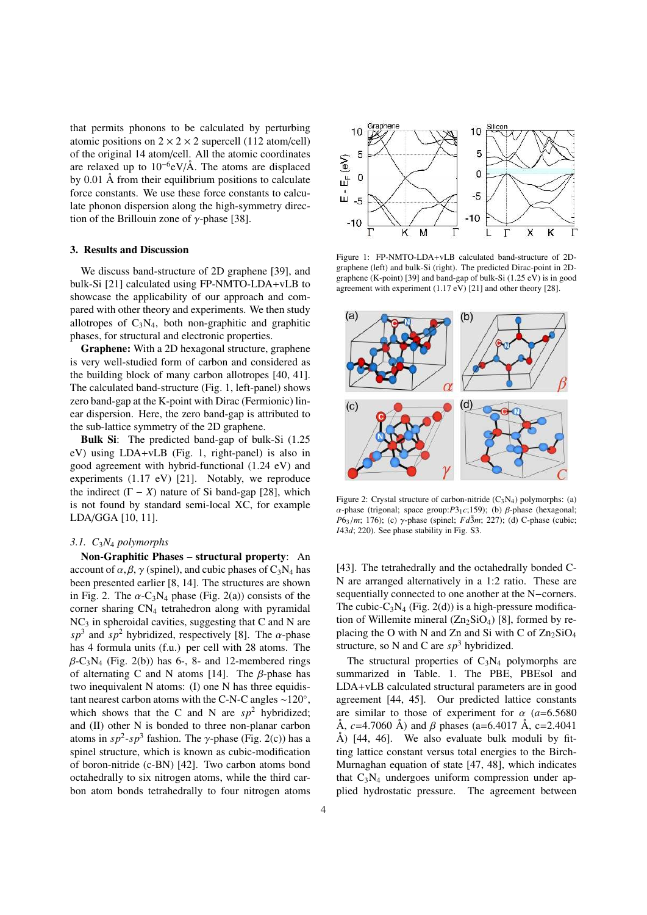that permits phonons to be calculated by perturbing atomic positions on $2 \times 2 \times 2$ supercell (112 atom/cell) of the original 14 atom/cell. All the atomic coordinates are relaxed up to $10^{-6}$eV/Å. The atoms are displaced by 0.01 Å from their equilibrium positions to calculate force constants. We use these force constants to calculate phonon dispersion along the high-symmetry direction of the Brillouin zone of $\gamma$-phase [38].

## 3. Results and Discussion

We discuss band-structure of 2D graphene [39], and bulk-Si [21] calculated using FP-NMTO-LDA+vLB to showcase the applicability of our approach and compared with other theory and experiments. We then study allotropes of $C_3N_4$, both non-graphitic and graphitic phases, for structural and electronic properties.

**Graphene:** With a 2D hexagonal structure, graphene is very well-studied form of carbon and considered as the building block of many carbon allotropes [40, 41]. The calculated band-structure (Fig. 1, left-panel) shows zero band-gap at the K-point with Dirac (Fermionic) linear dispersion. Here, the zero band-gap is attributed to the sub-lattice symmetry of the 2D graphene.

**Bulk Si**: The predicted band-gap of bulk-Si (1.25 eV) using LDA+vLB (Fig. 1, right-panel) is also in good agreement with hybrid-functional (1.24 eV) and experiments (1.17 eV) [21]. Notably, we reproduce the indirect ($\Gamma - X$) nature of Si band-gap [28], which is not found by standard semi-local XC, for example LDA/GGA [10, 11].

### *3.1. $C_3N_4$ polymorphs*

**Non-Graphitic Phases – structural property**: An account of $\alpha, \beta, \gamma$ (spinel), and cubic phases of $C_3N_4$ has been presented earlier [8, 14]. The structures are shown in Fig. 2. The $\alpha$-$C_3N_4$ phase (Fig. 2(a)) consists of the corner sharing $CN_4$ tetrahedron along with pyramidal $NC_3$ in spheroidal cavities, suggesting that C and N are $sp^3$ and $sp^2$ hybridized, respectively [8]. The $\alpha$-phase has 4 formula units (f.u.) per cell with 28 atoms. The $\beta$-$C_3N_4$ (Fig. 2(b)) has 6-, 8- and 12-membered rings of alternating C and N atoms [14]. The $\beta$-phase has two inequivalent N atoms: (I) one N has three equidistant nearest carbon atoms with the C-N-C angles ∼120°, which shows that the C and N are $sp^2$ hybridized; and (II) other N is bonded to three non-planar carbon atoms in $sp^2$-$sp^3$ fashion. The $\gamma$-phase (Fig. 2(c)) has a spinel structure, which is known as cubic-modification of boron-nitride (c-BN) [42]. Two carbon atoms bond octahedrally to six nitrogen atoms, while the third carbon atom bonds tetrahedrally to four nitrogen atoms

Figure 1: FP-NMTO-LDA+vLB calculated band-structure of 2D-graphene (left) and bulk-Si (right). The predicted Dirac-point in 2D-graphene (K-point) [39] and band-gap of bulk-Si (1.25 eV) is in good agreement with experiment (1.17 eV) [21] and other theory [28].

Figure 2: Crystal structure of carbon-nitride ($C_3N_4$) polymorphs: (a) $\alpha$-phase (trigonal; space group:$P3_1c$;159); (b) $\beta$-phase (hexagonal; $P6_3/m$; 176); (c) $\gamma$-phase (spinel; $Fd\bar{3}m$; 227); (d) C-phase (cubic; $I43d$; 220). See phase stability in Fig. S3.

[43]. The tetrahedrally and the octahedrally bonded C-N are arranged alternatively in a 1:2 ratio. These are sequentially connected to one another at the N−corners. The cubic-$C_3N_4$ (Fig. 2(d)) is a high-pressure modification of Willemite mineral ($Zn_2SiO_4$) [8], formed by replacing the O with N and Zn and Si with C of $Zn_2SiO_4$ structure, so N and C are $sp^3$ hybridized.

The structural properties of $C_3N_4$ polymorphs are summarized in Table. 1. The PBE, PBEsol and LDA+vLB calculated structural parameters are in good agreement [44, 45]. Our predicted lattice constants are similar to those of experiment for $\alpha$ ($a$=6.5680 Å, $c$=4.7060 Å) and $\beta$ phases (a=6.4017 Å, c=2.4041 Å) [44, 46]. We also evaluate bulk moduli by fitting lattice constant versus total energies to the Birch-Murnaghan equation of state [47, 48], which indicates that $C_3N_4$ undergoes uniform compression under applied hydrostatic pressure. The agreement between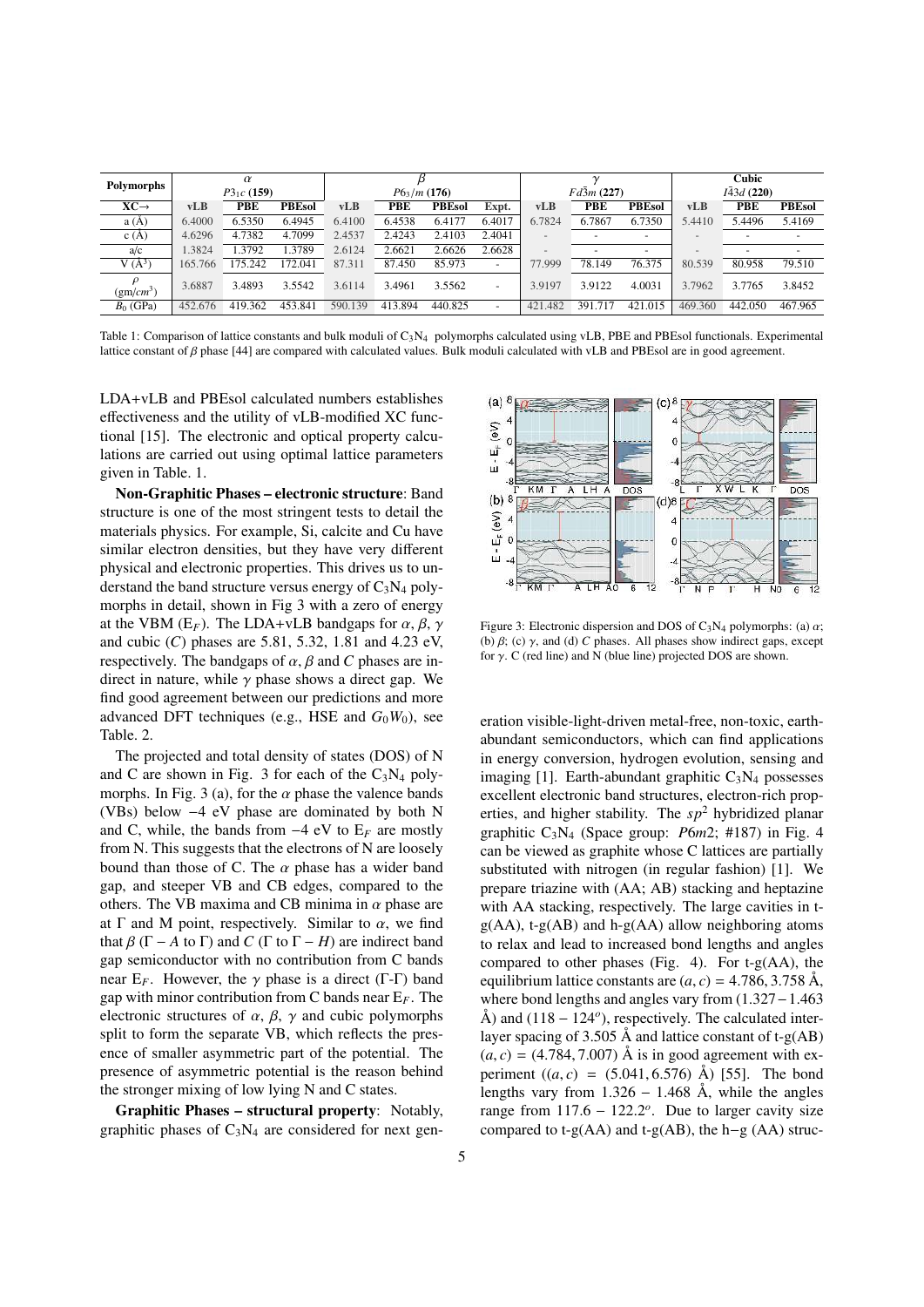| Polymorphs | $\alpha$ $P3_1c$ (159) | | | $\beta$ $P6_3/m$ (176) | | | | $\gamma$ $Fd\bar{3}m$ (227) | | | Cubic $I\bar{4}3d$ (220) | | |
|---|---|---|---|---|---|---|---|---|---|---|---|---|---|
| XC→ | vLB | PBE | PBEsol | vLB | PBE | PBEsol | Expt. | vLB | PBE | PBEsol | vLB | PBE | PBEsol |
| a (Å) | 6.4000 | 6.5350 | 6.4945 | 6.4100 | 6.4538 | 6.4177 | 6.4017 | 6.7824 | 6.7867 | 6.7350 | 5.4410 | 5.4496 | 5.4169 |
| c (Å) | 4.6296 | 4.7382 | 4.7099 | 2.4537 | 2.4243 | 2.4103 | 2.4041 | - | - | - | - | - | - |
| a/c | 1.3824 | 1.3792 | 1.3789 | 2.6124 | 2.6621 | 2.6626 | 2.6628 | - | - | - | - | - | - |
| V (Å$^3$) | 165.766 | 175.242 | 172.041 | 87.311 | 87.450 | 85.973 | - | 77.999 | 78.149 | 76.375 | 80.539 | 80.958 | 79.510 |
| $\rho$ (gm/$cm^3$) | 3.6887 | 3.4893 | 3.5542 | 3.6114 | 3.4961 | 3.5562 | - | 3.9197 | 3.9122 | 4.0031 | 3.7962 | 3.7765 | 3.8452 |
| $B_0$ (GPa) | 452.676 | 419.362 | 453.841 | 590.139 | 413.894 | 440.825 | - | 421.482 | 391.717 | 421.015 | 469.360 | 442.050 | 467.965 |

Table 1: Comparison of lattice constants and bulk moduli of $C_3N_4$ polymorphs calculated using vLB, PBE and PBEsol functionals. Experimental lattice constant of $\beta$ phase [44] are compared with calculated values. Bulk moduli calculated with vLB and PBEsol are in good agreement.

LDA+vLB and PBEsol calculated numbers establishes effectiveness and the utility of vLB-modified XC functional [15]. The electronic and optical property calculations are carried out using optimal lattice parameters given in Table. 1.

**Non-Graphitic Phases – electronic structure**: Band structure is one of the most stringent tests to detail the materials physics. For example, Si, calcite and Cu have similar electron densities, but they have very different physical and electronic properties. This drives us to understand the band structure versus energy of $C_3N_4$ polymorphs in detail, shown in Fig 3 with a zero of energy at the VBM ($E_F$). The LDA+vLB bandgaps for $\alpha$, $\beta$, $\gamma$ and cubic ($C$) phases are 5.81, 5.32, 1.81 and 4.23 eV, respectively. The bandgaps of $\alpha$, $\beta$ and $C$ phases are indirect in nature, while $\gamma$ phase shows a direct gap. We find good agreement between our predictions and more advanced DFT techniques (e.g., HSE and $G_0W_0$), see Table. 2.

The projected and total density of states (DOS) of N and C are shown in Fig. 3 for each of the $C_3N_4$ polymorphs. In Fig. 3 (a), for the $\alpha$ phase the valence bands (VBs) below $-4$ eV phase are dominated by both N and C, while, the bands from $-4$ eV to $E_F$ are mostly from N. This suggests that the electrons of N are loosely bound than those of C. The $\alpha$ phase has a wider band gap, and steeper VB and CB edges, compared to the others. The VB maxima and CB minima in $\alpha$ phase are at Γ and M point, respectively. Similar to $\alpha$, we find that $\beta$ (Γ − $A$ to Γ) and $C$ (Γ to Γ − $H$) are indirect band gap semiconductor with no contribution from C bands near $E_F$. However, the $\gamma$ phase is a direct (Γ-Γ) band gap with minor contribution from C bands near $E_F$. The electronic structures of $\alpha$, $\beta$, $\gamma$ and cubic polymorphs split to form the separate VB, which reflects the presence of smaller asymmetric part of the potential. The presence of asymmetric potential is the reason behind the stronger mixing of low lying N and C states.

Figure 3: Electronic dispersion and DOS of $C_3N_4$ polymorphs: (a) $\alpha$; (b) $\beta$; (c) $\gamma$, and (d) $C$ phases. All phases show indirect gaps, except for $\gamma$. C (red line) and N (blue line) projected DOS are shown.

**Graphitic Phases – structural property**: Notably, graphitic phases of $C_3N_4$ are considered for next generation visible-light-driven metal-free, non-toxic, earth-abundant semiconductors, which can find applications in energy conversion, hydrogen evolution, sensing and imaging [1]. Earth-abundant graphitic $C_3N_4$ possesses excellent electronic band structures, electron-rich properties, and higher stability. The $sp^2$ hybridized planar graphitic $C_3N_4$ (Space group: $P6m2$; #187) in Fig. 4 can be viewed as graphite whose C lattices are partially substituted with nitrogen (in regular fashion) [1]. We prepare triazine with (AA; AB) stacking and heptazine with AA stacking, respectively. The large cavities in t-g(AA), t-g(AB) and h-g(AA) allow neighboring atoms to relax and lead to increased bond lengths and angles compared to other phases (Fig. 4). For t-g(AA), the equilibrium lattice constants are $(a, c) = 4.786, 3.758$ Å, where bond lengths and angles vary from (1.327 − 1.463 Å) and (118 − 124$^o$), respectively. The calculated interlayer spacing of 3.505 Å and lattice constant of t-g(AB) $(a, c) = (4.784, 7.007)$ Å is in good agreement with experiment ($(a, c) = (5.041, 6.576)$ Å) [55]. The bond lengths vary from 1.326 − 1.468 Å, while the angles range from 117.6 − 122.2$^o$. Due to larger cavity size compared to t-g(AA) and t-g(AB), the h−g (AA) struc-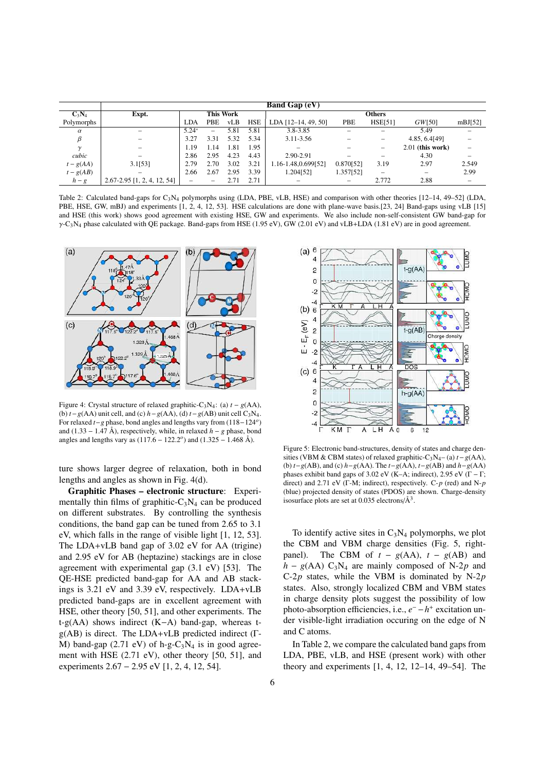| $C_3N_4$ | | Band Gap (eV) | | | | | | | | | |
|---|---|---|---|---|---|---|---|---|---|---|---|
| | Expt. | This Work | | | | Others | | | | | |
| Polymorphs | | LDA | PBE | vLB | HSE | LDA [12–14, 49, 50] | PBE | HSE[51] | $GW$[50] | mBJ[52] |
| $\alpha$ | – | 5.24* | – | 5.81 | 5.81 | 3.8-3.85 | – | – | 5.49 | – |
| $\beta$ | – | 3.27 | 3.31 | 5.32 | 5.34 | 3.11-3.56 | – | – | 4.85, 6.4[49] | – |
| $\gamma$ | – | 1.19 | 1.14 | 1.81 | 1.95 | – | – | – | 2.01 **(this work)** | – |
| *cubic* | – | 2.86 | 2.95 | 4.23 | 4.43 | 2.90-2.91 | – | – | 4.30 | – |
| $t-g(AA)$ | 3.1[53] | 2.79 | 2.70 | 3.02 | 3.21 | 1.16-1.48,0.699[52] | 0.870[52] | 3.19 | 2.97 | 2.549 |
| $t-g(AB)$ | – | 2.66 | 2.67 | 2.95 | 3.39 | 1.204[52] | 1.357[52] | – | – | 2.99 |
| $h-g$ | 2.67-2.95 [1, 2, 4, 12, 54] | – | – | 2.71 | 2.71 | – | – | 2.772 | 2.88 | – |

Table 2: Calculated band-gaps for $C_3N_4$ polymorphs using (LDA, PBE, vLB, HSE) and comparison with other theories [12–14, 49–52] (LDA, PBE, HSE, GW, mBJ) and experiments [1, 2, 4, 12, 53]. HSE calculations are done with plane-wave basis.[23, 24] Band-gaps using vLB [15] and HSE (this work) shows good agreement with existing HSE, GW and experiments. We also include non-self-consistent GW band-gap for $\gamma$-$C_3N_4$ phase calculated with QE package. Band-gaps from HSE (1.95 eV), GW (2.01 eV) and vLB+LDA (1.81 eV) are in good agreement.

Figure 4: Crystal structure of relaxed graphitic-$C_3N_4$: (a) $t-g$(AA), (b) $t-g$(AA) unit cell, and (c) $h-g$(AA), (d) $t-g$(AB) unit cell $C_3N_4$. For relaxed $t-g$ phase, bond angles and lengths vary from $(118-124^o)$ and $(1.33-1.47$ Å), respectively, while, in relaxed $h-g$ phase, bond angles and lengths vary as $(117.6-122.2^o)$ and $(1.325-1.468$ Å).

ture shows larger degree of relaxation, both in bond lengths and angles as shown in Fig. 4(d).

**Graphitic Phases – electronic structure**: Experimentally thin films of graphitic-$C_3N_4$ can be produced on different substrates. By controlling the synthesis conditions, the band gap can be tuned from 2.65 to 3.1 eV, which falls in the range of visible light [1, 12, 53]. The LDA+vLB band gap of 3.02 eV for AA (trigine) and 2.95 eV for AB (heptazine) stackings are in close agreement with experimental gap (3.1 eV) [53]. The QE-HSE predicted band-gap for AA and AB stackings is 3.21 eV and 3.39 eV, respectively. LDA+vLB predicted band-gaps are in excellent agreement with HSE, other theory [50, 51], and other experiments. The t-g(AA) shows indirect (K–A) band-gap, whereas t-g(AB) is direct. The LDA+vLB predicted indirect (Γ-M) band-gap (2.71 eV) of h-g-$C_3N_4$ is in good agreement with HSE (2.71 eV), other theory [50, 51], and experiments 2.67 – 2.95 eV [1, 2, 4, 12, 54].

Figure 5: Electronic band-structures, density of states and charge densities (VBM & CBM states) of relaxed graphitic-$C_3N_4$– (a) $t-g$(AA), (b) $t-g$(AB), and (c) $h-g$(AA). The $t-g$(AA), $t-g$(AB) and $h-g$(AA) phases exhibit band gaps of 3.02 eV (K–A; indirect), 2.95 eV (Γ − Γ; direct) and 2.71 eV (Γ-M; indirect), respectively. C-$p$ (red) and N-$p$ (blue) projected density of states (PDOS) are shown. Charge-density isosurface plots are set at 0.035 electrons/Å$^3$.

To identify active sites in $C_3N_4$ polymorphs, we plot the CBM and VBM charge densities (Fig. 5, right-panel). The CBM of $t-g$(AA), $t-g$(AB) and $h-g$(AA) $C_3N_4$ are mainly composed of N-2$p$ and C-2$p$ states, while the VBM is dominated by N-2$p$ states. Also, strongly localized CBM and VBM states in charge density plots suggest the possibility of low photo-absorption efficiencies, i.e., $e^- - h^+$ excitation under visible-light irradiation occuring on the edge of N and C atoms.

In Table 2, we compare the calculated band gaps from LDA, PBE, vLB, and HSE (present work) with other theory and experiments [1, 4, 12, 12–14, 49–54]. The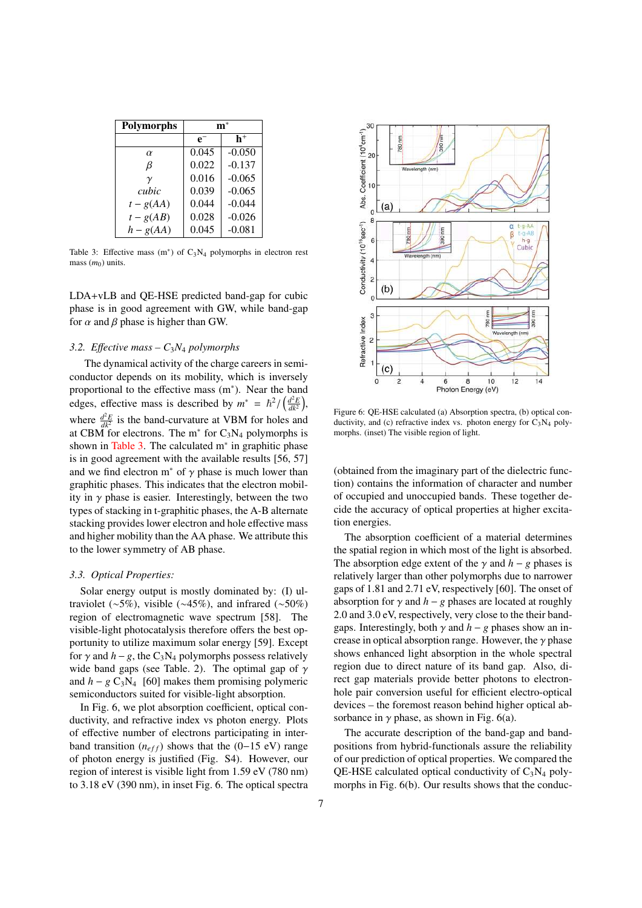| Polymorphs | $m^*$ | |
|---|---|---|
| | $e^-$ | $h^+$ |
| $\alpha$ | 0.045 | -0.050 |
| $\beta$ | 0.022 | -0.137 |
| $\gamma$ | 0.016 | -0.065 |
| *cubic* | 0.039 | -0.065 |
| $t-g(AA)$ | 0.044 | -0.044 |
| $t-g(AB)$ | 0.028 | -0.026 |
| $h-g(AA)$ | 0.045 | -0.081 |

Table 3: Effective mass ($m^*$) of $C_3N_4$ polymorphs in electron rest mass ($m_0$) units.

LDA+vLB and QE-HSE predicted band-gap for cubic phase is in good agreement with GW, while band-gap for $\alpha$ and $\beta$ phase is higher than GW.

### 3.2. Effective mass – $C_3N_4$ polymorphs

The dynamical activity of the charge careers in semiconductor depends on its mobility, which is inversely proportional to the effective mass ($m^*$). Near the band edges, effective mass is described by $m^* = \hbar^2/\left(\frac{d^2E}{dk^2}\right)$, where $\frac{d^2E}{dk^2}$ is the band-curvature at VBM for holes and at CBM for electrons. The $m^*$ for $C_3N_4$ polymorphs is shown in Table 3. The calculated $m^*$ in graphitic phase is in good agreement with the available results [56, 57] and we find electron $m^*$ of $\gamma$ phase is much lower than graphitic phases. This indicates that the electron mobility in $\gamma$ phase is easier. Interestingly, between the two types of stacking in t-graphitic phases, the A-B alternate stacking provides lower electron and hole effective mass and higher mobility than the AA phase. We attribute this to the lower symmetry of AB phase.

### 3.3. Optical Properties:

Solar energy output is mostly dominated by: (I) ultraviolet (~5%), visible (~45%), and infrared (~50%) region of electromagnetic wave spectrum [58]. The visible-light photocatalysis therefore offers the best opportunity to utilize maximum solar energy [59]. Except for $\gamma$ and $h-g$, the $C_3N_4$ polymorphs possess relatively wide band gaps (see Table. 2). The optimal gap of $\gamma$ and $h-g$ $C_3N_4$ [60] makes them promising polymeric semiconductors suited for visible-light absorption.

In Fig. 6, we plot absorption coefficient, optical conductivity, and refractive index vs photon energy. Plots of effective number of electrons participating in inter-band transition ($n_{eff}$) shows that the (0−15 eV) range of photon energy is justified (Fig. S4). However, our region of interest is visible light from 1.59 eV (780 nm) to 3.18 eV (390 nm), in inset Fig. 6. The optical spectra (obtained from the imaginary part of the dielectric function) contains the information of character and number of occupied and unoccupied bands. These together decide the accuracy of optical properties at higher excitation energies.

Figure 6: QE-HSE calculated (a) Absorption spectra, (b) optical conductivity, and (c) refractive index vs. photon energy for $C_3N_4$ polymorphs. (inset) The visible region of light.

The absorption coefficient of a material determines the spatial region in which most of the light is absorbed. The absorption edge extent of the $\gamma$ and $h-g$ phases is relatively larger than other polymorphs due to narrower gaps of 1.81 and 2.71 eV, respectively [60]. The onset of absorption for $\gamma$ and $h-g$ phases are located at roughly 2.0 and 3.0 eV, respectively, very close to the their band-gaps. Interestingly, both $\gamma$ and $h-g$ phases show an increase in optical absorption range. However, the $\gamma$ phase shows enhanced light absorption in the whole spectral region due to direct nature of its band gap. Also, direct gap materials provide better photons to electron-hole pair conversion useful for efficient electro-optical devices – the foremost reason behind higher optical absorbance in $\gamma$ phase, as shown in Fig. 6(a).

The accurate description of the band-gap and band-positions from hybrid-functionals assure the reliability of our prediction of optical properties. We compared the QE-HSE calculated optical conductivity of $C_3N_4$ polymorphs in Fig. 6(b). Our results shows that the conduc-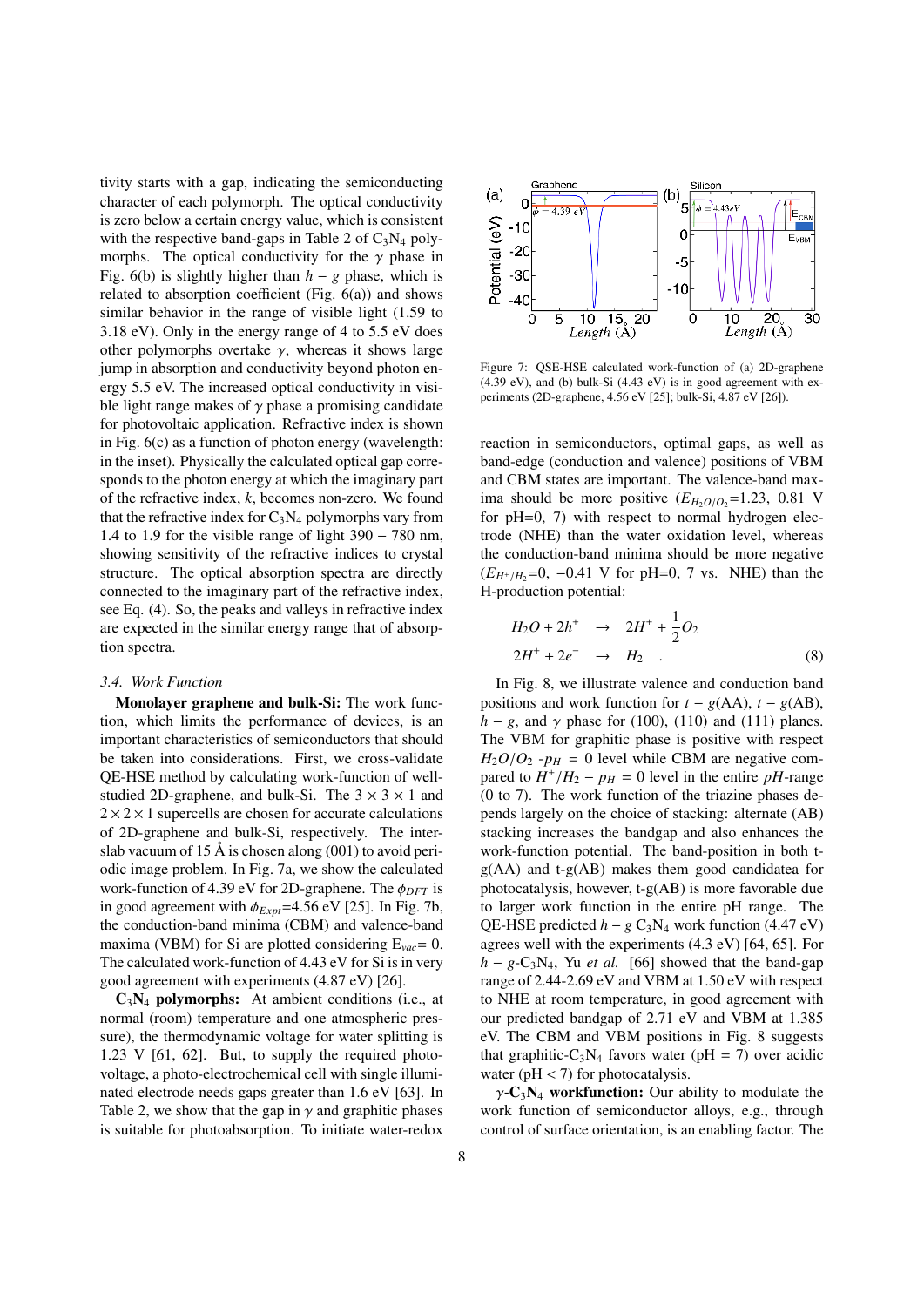tivity starts with a gap, indicating the semiconducting character of each polymorph. The optical conductivity is zero below a certain energy value, which is consistent with the respective band-gaps in Table 2 of $C_3N_4$ polymorphs. The optical conductivity for the $\gamma$ phase in Fig. 6(b) is slightly higher than $h-g$ phase, which is related to absorption coefficient (Fig. 6(a)) and shows similar behavior in the range of visible light (1.59 to 3.18 eV). Only in the energy range of 4 to 5.5 eV does other polymorphs overtake $\gamma$, whereas it shows large jump in absorption and conductivity beyond photon energy 5.5 eV. The increased optical conductivity in visible light range makes of $\gamma$ phase a promising candidate for photovoltaic application. Refractive index is shown in Fig. 6(c) as a function of photon energy (wavelength: in the inset). Physically the calculated optical gap corresponds to the photon energy at which the imaginary part of the refractive index, $k$, becomes non-zero. We found that the refractive index for $C_3N_4$ polymorphs vary from 1.4 to 1.9 for the visible range of light 390 − 780 nm, showing sensitivity of the refractive indices to crystal structure. The optical absorption spectra are directly connected to the imaginary part of the refractive index, see Eq. (4). So, the peaks and valleys in refractive index are expected in the similar energy range that of absorption spectra.

### 3.4. Work Function

**Monolayer graphene and bulk-Si:** The work function, which limits the performance of devices, is an important characteristics of semiconductors that should be taken into considerations. First, we cross-validate QE-HSE method by calculating work-function of well-studied 2D-graphene, and bulk-Si. The $3\times3\times1$ and $2\times2\times1$ supercells are chosen for accurate calculations of 2D-graphene and bulk-Si, respectively. The inter-slab vacuum of 15 Å is chosen along (001) to avoid periodic image problem. In Fig. 7a, we show the calculated work-function of 4.39 eV for 2D-graphene. The $\phi_{DFT}$ is in good agreement with $\phi_{Expt}$=4.56 eV [25]. In Fig. 7b, the conduction-band minima (CBM) and valence-band maxima (VBM) for Si are plotted considering $E_{vac}$= 0. The calculated work-function of 4.43 eV for Si is in very good agreement with experiments (4.87 eV) [26].

**$C_3N_4$ polymorphs:** At ambient conditions (i.e., at normal (room) temperature and one atmospheric pressure), the thermodynamic voltage for water splitting is 1.23 V [61, 62]. But, to supply the required photovoltage, a photo-electrochemical cell with single illuminated electrode needs gaps greater than 1.6 eV [63]. In Table 2, we show that the gap in $\gamma$ and graphitic phases is suitable for photoabsorption. To initiate water-redox reaction in semiconductors, optimal gaps, as well as band-edge (conduction and valence) positions of VBM and CBM states are important. The valence-band maxima should be more positive ($E_{H_2O/O_2}$=1.23, 0.81 V for pH=0, 7) with respect to normal hydrogen electrode (NHE) than the water oxidation level, whereas the conduction-band minima should be more negative ($E_{H^+/H_2}$=0, −0.41 V for pH=0, 7 vs. NHE) than the H-production potential:

$$
\begin{aligned}
H_2O + 2h^+ &\rightarrow 2H^+ + \frac{1}{2}O_2 \\
2H^+ + 2e^- &\rightarrow H_2 \quad . \qquad (8)
\end{aligned}
$$

In Fig. 8, we illustrate valence and conduction band positions and work function for $t-g$(AA), $t-g$(AB), $h-g$, and $\gamma$ phase for (100), (110) and (111) planes. The VBM for graphitic phase is positive with respect $H_2O/O_2$ -$p_H$ = 0 level while CBM are negative compared to $H^+/H_2 - p_H$ = 0 level in the entire $pH$-range (0 to 7). The work function of the triazine phases depends largely on the choice of stacking: alternate (AB) stacking increases the bandgap and also enhances the work-function potential. The band-position in both t-g(AA) and t-g(AB) makes them good candidatea for photocatalysis, however, t-g(AB) is more favorable due to larger work function in the entire pH range. The QE-HSE predicted $h-g$ $C_3N_4$ work function (4.47 eV) agrees well with the experiments (4.3 eV) [64, 65]. For $h-g$-$C_3N_4$, Yu *et al.* [66] showed that the band-gap range of 2.44-2.69 eV and VBM at 1.50 eV with respect to NHE at room temperature, in good agreement with our predicted bandgap of 2.71 eV and VBM at 1.385 eV. The CBM and VBM positions in Fig. 8 suggests that graphitic-$C_3N_4$ favors water (pH = 7) over acidic water (pH < 7) for photocatalysis.

**$\gamma$-$C_3N_4$ workfunction:** Our ability to modulate the work function of semiconductor alloys, e.g., through control of surface orientation, is an enabling factor. The

Figure 7: QSE-HSE calculated work-function of (a) 2D-graphene (4.39 eV), and (b) bulk-Si (4.43 eV) is in good agreement with experiments (2D-graphene, 4.56 eV [25]; bulk-Si, 4.87 eV [26]).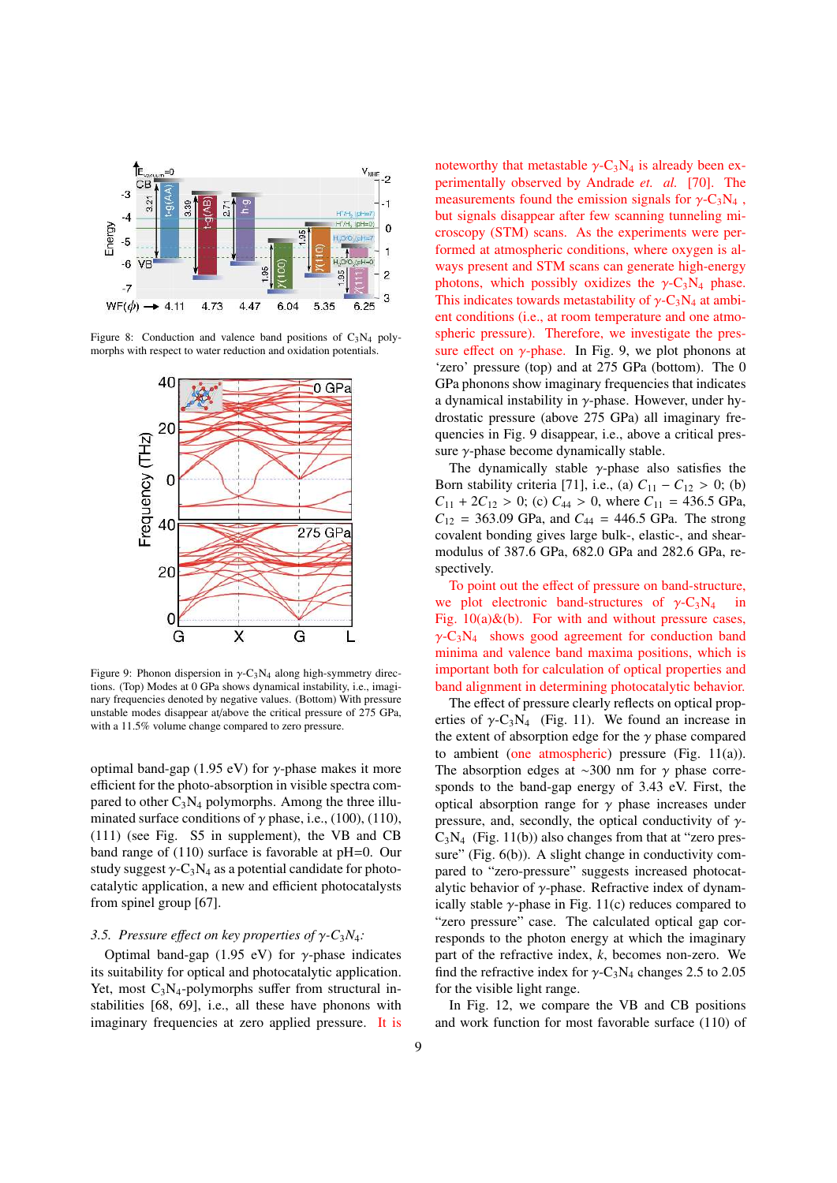Figure 8: Conduction and valence band positions of $C_3N_4$ polymorphs with respect to water reduction and oxidation potentials.

Figure 9: Phonon dispersion in $\gamma$-$C_3N_4$ along high-symmetry directions. (Top) Modes at 0 GPa shows dynamical instability, i.e., imaginary frequencies denoted by negative values. (Bottom) With pressure unstable modes disappear at/above the critical pressure of 275 GPa, with a 11.5% volume change compared to zero pressure.

optimal band-gap (1.95 eV) for $\gamma$-phase makes it more efficient for the photo-absorption in visible spectra compared to other $C_3N_4$ polymorphs. Among the three illuminated surface conditions of $\gamma$ phase, i.e., (100), (110), (111) (see Fig. S5 in supplement), the VB and CB band range of (110) surface is favorable at pH=0. Our study suggest $\gamma$-$C_3N_4$ as a potential candidate for photocatalytic application, a new and efficient photocatalysts from spinel group [67].

### 3.5. Pressure effect on key properties of $\gamma$-$C_3N_4$:

Optimal band-gap (1.95 eV) for $\gamma$-phase indicates its suitability for optical and photocatalytic application. Yet, most $C_3N_4$-polymorphs suffer from structural instabilities [68, 69], i.e., all these have phonons with imaginary frequencies at zero applied pressure. It is noteworthy that metastable $\gamma$-$C_3N_4$ is already been experimentally observed by Andrade *et. al.* [70]. The measurements found the emission signals for $\gamma$-$C_3N_4$ , but signals disappear after few scanning tunneling microscopy (STM) scans. As the experiments were performed at atmospheric conditions, where oxygen is always present and STM scans can generate high-energy photons, which possibly oxidizes the $\gamma$-$C_3N_4$ phase. This indicates towards metastability of $\gamma$-$C_3N_4$ at ambient conditions (i.e., at room temperature and one atmospheric pressure). Therefore, we investigate the pressure effect on $\gamma$-phase. In Fig. 9, we plot phonons at 'zero' pressure (top) and at 275 GPa (bottom). The 0 GPa phonons show imaginary frequencies that indicates a dynamical instability in $\gamma$-phase. However, under hydrostatic pressure (above 275 GPa) all imaginary frequencies in Fig. 9 disappear, i.e., above a critical pressure $\gamma$-phase become dynamically stable.

The dynamically stable $\gamma$-phase also satisfies the Born stability criteria [71], i.e., (a) $C_{11} - C_{12} > 0$; (b) $C_{11} + 2C_{12} > 0$; (c) $C_{44} > 0$, where $C_{11} = 436.5$ GPa, $C_{12} = 363.09$ GPa, and $C_{44} = 446.5$ GPa. The strong covalent bonding gives large bulk-, elastic-, and shear-modulus of 387.6 GPa, 682.0 GPa and 282.6 GPa, respectively.

To point out the effect of pressure on band-structure, we plot electronic band-structures of $\gamma$-$C_3N_4$ in Fig. 10(a)&(b). For with and without pressure cases, $\gamma$-$C_3N_4$ shows good agreement for conduction band minima and valence band maxima positions, which is important both for calculation of optical properties and band alignment in determining photocatalytic behavior.

The effect of pressure clearly reflects on optical properties of $\gamma$-$C_3N_4$ (Fig. 11). We found an increase in the extent of absorption edge for the $\gamma$ phase compared to ambient (one atmospheric) pressure (Fig. 11(a)). The absorption edges at ~300 nm for $\gamma$ phase corresponds to the band-gap energy of 3.43 eV. First, the optical absorption range for $\gamma$ phase increases under pressure, and, secondly, the optical conductivity of $\gamma$-$C_3N_4$ (Fig. 11(b)) also changes from that at "zero pressure" (Fig. 6(b)). A slight change in conductivity compared to "zero-pressure" suggests increased photocatalytic behavior of $\gamma$-phase. Refractive index of dynamically stable $\gamma$-phase in Fig. 11(c) reduces compared to "zero pressure" case. The calculated optical gap corresponds to the photon energy at which the imaginary part of the refractive index, $k$, becomes non-zero. We find the refractive index for $\gamma$-$C_3N_4$ changes 2.5 to 2.05 for the visible light range.

In Fig. 12, we compare the VB and CB positions and work function for most favorable surface (110) of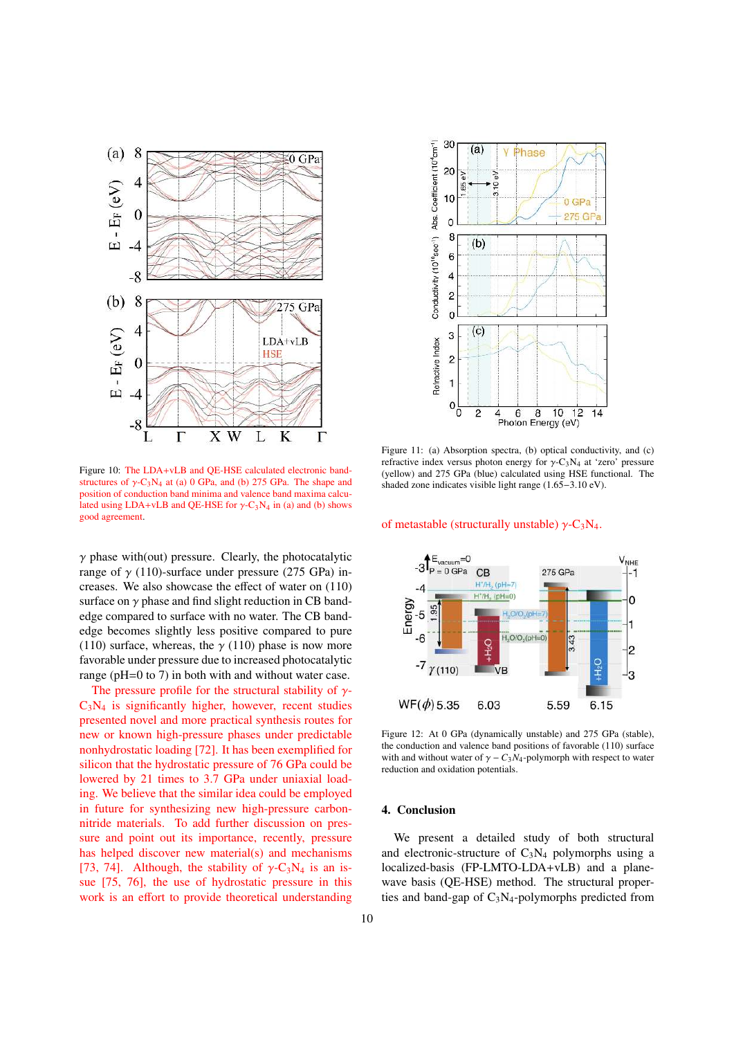Figure 10: The LDA+vLB and QE-HSE calculated electronic band-structures of $\gamma$-$C_3N_4$ at (a) 0 GPa, and (b) 275 GPa. The shape and position of conduction band minima and valence band maxima calculated using LDA+vLB and QE-HSE for $\gamma$-$C_3N_4$ in (a) and (b) shows good agreement.

$\gamma$ phase with(out) pressure. Clearly, the photocatalytic range of $\gamma$ (110)-surface under pressure (275 GPa) increases. We also showcase the effect of water on (110) surface on $\gamma$ phase and find slight reduction in CB band-edge compared to surface with no water. The CB band-edge becomes slightly less positive compared to pure (110) surface, whereas, the $\gamma$ (110) phase is now more favorable under pressure due to increased photocatalytic range (pH=0 to 7) in both with and without water case.

The pressure profile for the structural stability of $\gamma$-$C_3N_4$ is significantly higher, however, recent studies presented novel and more practical synthesis routes for new or known high-pressure phases under predictable nonhydrostatic loading [72]. It has been exemplified for silicon that the hydrostatic pressure of 76 GPa could be lowered by 21 times to 3.7 GPa under uniaxial loading. We believe that the similar idea could be employed in future for synthesizing new high-pressure carbon-nitride materials. To add further discussion on pressure and point out its importance, recently, pressure has helped discover new material(s) and mechanisms [73, 74]. Although, the stability of $\gamma$-$C_3N_4$ is an issue [75, 76], the use of hydrostatic pressure in this work is an effort to provide theoretical understanding of metastable (structurally unstable) $\gamma$-$C_3N_4$.

Figure 11: (a) Absorption spectra, (b) optical conductivity, and (c) refractive index versus photon energy for $\gamma$-$C_3N_4$ at 'zero' pressure (yellow) and 275 GPa (blue) calculated using HSE functional. The shaded zone indicates visible light range (1.65−3.10 eV).

Figure 12: At 0 GPa (dynamically unstable) and 275 GPa (stable), the conduction and valence band positions of favorable (110) surface with and without water of $\gamma - C_3N_4$-polymorph with respect to water reduction and oxidation potentials.

## 4. Conclusion

We present a detailed study of both structural and electronic-structure of $C_3N_4$ polymorphs using a localized-basis (FP-LMTO-LDA+vLB) and a plane-wave basis (QE-HSE) method. The structural properties and band-gap of $C_3N_4$-polymorphs predicted from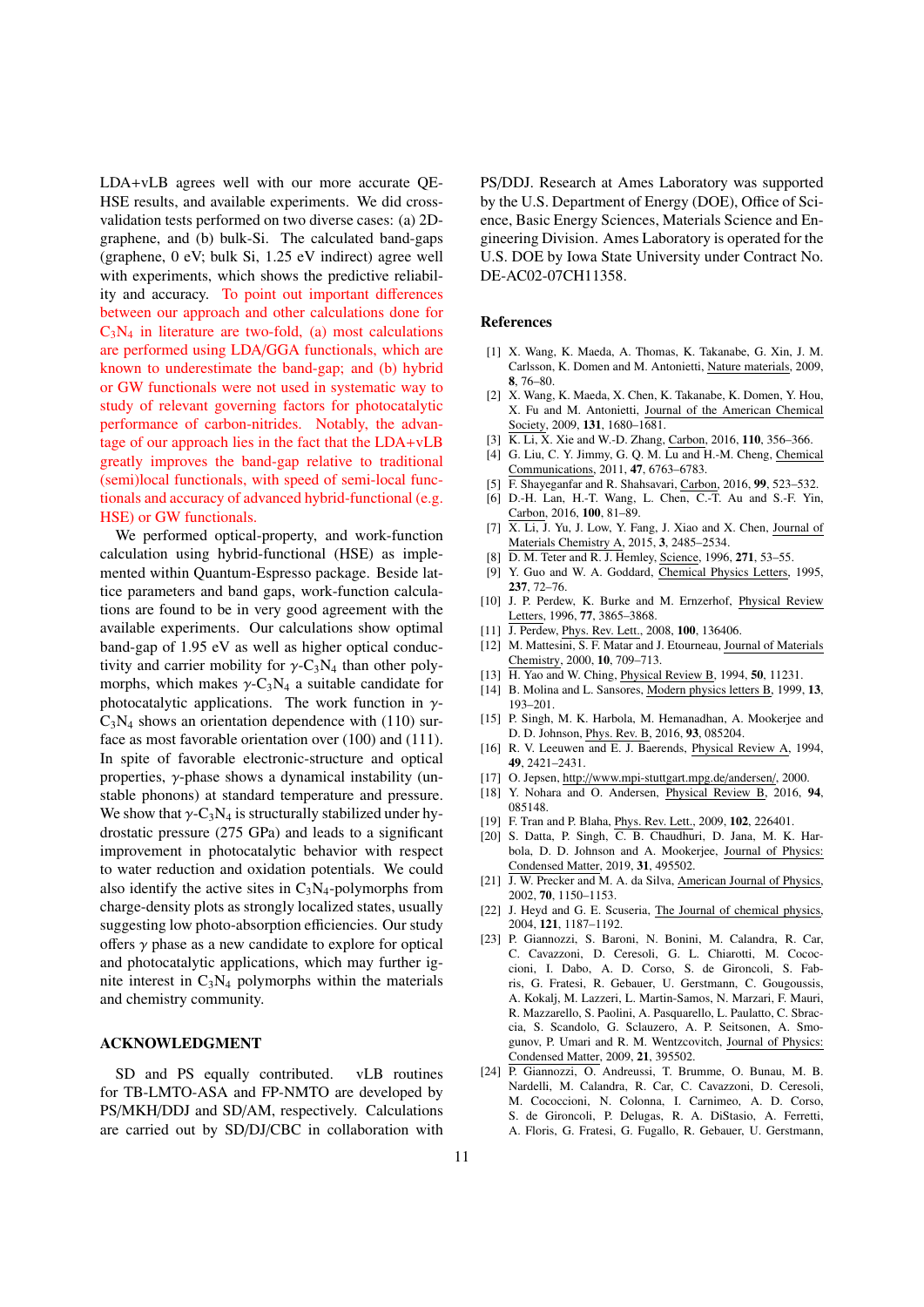LDA+vLB agrees well with our more accurate QE-HSE results, and available experiments. We did cross-validation tests performed on two diverse cases: (a) 2D-graphene, and (b) bulk-Si. The calculated band-gaps (graphene, 0 eV; bulk Si, 1.25 eV indirect) agree well with experiments, which shows the predictive reliability and accuracy. To point out important differences between our approach and other calculations done for $C_3N_4$ in literature are two-fold, (a) most calculations are performed using LDA/GGA functionals, which are known to underestimate the band-gap; and (b) hybrid or GW functionals were not used in systematic way to study of relevant governing factors for photocatalytic performance of carbon-nitrides. Notably, the advantage of our approach lies in the fact that the LDA+vLB greatly improves the band-gap relative to traditional (semi)local functionals, with speed of semi-local functionals and accuracy of advanced hybrid-functional (e.g. HSE) or GW functionals.

We performed optical-property, and work-function calculation using hybrid-functional (HSE) as implemented within Quantum-Espresso package. Beside lattice parameters and band gaps, work-function calculations are found to be in very good agreement with the available experiments. Our calculations show optimal band-gap of 1.95 eV as well as higher optical conductivity and carrier mobility for $\gamma$-$C_3N_4$ than other polymorphs, which makes $\gamma$-$C_3N_4$ a suitable candidate for photocatalytic applications. The work function in $\gamma$-$C_3N_4$ shows an orientation dependence with (110) surface as most favorable orientation over (100) and (111). In spite of favorable electronic-structure and optical properties, $\gamma$-phase shows a dynamical instability (unstable phonons) at standard temperature and pressure. We show that $\gamma$-$C_3N_4$ is structurally stabilized under hydrostatic pressure (275 GPa) and leads to a significant improvement in photocatalytic behavior with respect to water reduction and oxidation potentials. We could also identify the active sites in $C_3N_4$-polymorphs from charge-density plots as strongly localized states, usually suggesting low photo-absorption efficiencies. Our study offers $\gamma$ phase as a new candidate to explore for optical and photocatalytic applications, which may further ignite interest in $C_3N_4$ polymorphs within the materials and chemistry community.

## ACKNOWLEDGMENT

SD and PS equally contributed. vLB routines for TB-LMTO-ASA and FP-NMTO are developed by PS/MKH/DDJ and SD/AM, respectively. Calculations are carried out by SD/DJ/CBC in collaboration with PS/DDJ. Research at Ames Laboratory was supported by the U.S. Department of Energy (DOE), Office of Science, Basic Energy Sciences, Materials Science and Engineering Division. Ames Laboratory is operated for the U.S. DOE by Iowa State University under Contract No. DE-AC02-07CH11358.

## References

[1] X. Wang, K. Maeda, A. Thomas, K. Takanabe, G. Xin, J. M. Carlsson, K. Domen and M. Antonietti, Nature materials, 2009, **8**, 76–80.

[2] X. Wang, K. Maeda, X. Chen, K. Takanabe, K. Domen, Y. Hou, X. Fu and M. Antonietti, Journal of the American Chemical Society, 2009, **131**, 1680–1681.

[3] K. Li, X. Xie and W.-D. Zhang, Carbon, 2016, **110**, 356–366.

[4] G. Liu, C. Y. Jimmy, G. Q. M. Lu and H.-M. Cheng, Chemical Communications, 2011, **47**, 6763–6783.

[5] F. Shayeganfar and R. Shahsavari, Carbon, 2016, **99**, 523–532.

[6] D.-H. Lan, H.-T. Wang, L. Chen, C.-T. Au and S.-F. Yin, Carbon, 2016, **100**, 81–89.

[7] X. Li, J. Yu, J. Low, Y. Fang, J. Xiao and X. Chen, Journal of Materials Chemistry A, 2015, **3**, 2485–2534.

[8] D. M. Teter and R. J. Hemley, Science, 1996, **271**, 53–55.

[9] Y. Guo and W. A. Goddard, Chemical Physics Letters, 1995, **237**, 72–76.

[10] J. P. Perdew, K. Burke and M. Ernzerhof, Physical Review Letters, 1996, **77**, 3865–3868.

[11] J. Perdew, Phys. Rev. Lett., 2008, **100**, 136406.

[12] M. Mattesini, S. F. Matar and J. Etourneau, Journal of Materials Chemistry, 2000, **10**, 709–713.

[13] H. Yao and W. Ching, Physical Review B, 1994, **50**, 11231.

[14] B. Molina and L. Sansores, Modern physics letters B, 1999, **13**, 193–201.

[15] P. Singh, M. K. Harbola, M. Hemanadhan, A. Mookerjee and D. D. Johnson, Phys. Rev. B, 2016, **93**, 085204.

[16] R. V. Leeuwen and E. J. Baerends, Physical Review A, 1994, **49**, 2421–2431.

[17] O. Jepsen, http://www.mpi-stuttgart.mpg.de/andersen/, 2000.

[18] Y. Nohara and O. Andersen, Physical Review B, 2016, **94**, 085148.

[19] F. Tran and P. Blaha, Phys. Rev. Lett., 2009, **102**, 226401.

[20] S. Datta, P. Singh, C. B. Chaudhuri, D. Jana, M. K. Harbola, D. D. Johnson and A. Mookerjee, Journal of Physics: Condensed Matter, 2019, **31**, 495502.

[21] J. W. Precker and M. A. da Silva, American Journal of Physics, 2002, **70**, 1150–1153.

[22] J. Heyd and G. E. Scuseria, The Journal of chemical physics, 2004, **121**, 1187–1192.

[23] P. Giannozzi, S. Baroni, N. Bonini, M. Calandra, R. Car, C. Cavazzoni, D. Ceresoli, G. L. Chiarotti, M. Cococcioni, I. Dabo, A. D. Corso, S. de Gironcoli, S. Fabris, G. Fratesi, R. Gebauer, U. Gerstmann, C. Gougoussis, A. Kokalj, M. Lazzeri, L. Martin-Samos, N. Marzari, F. Mauri, R. Mazzarello, S. Paolini, A. Pasquarello, L. Paulatto, C. Sbraccia, S. Scandolo, G. Sclauzero, A. P. Seitsonen, A. Smogunov, P. Umari and R. M. Wentzcovitch, Journal of Physics: Condensed Matter, 2009, **21**, 395502.

[24] P. Giannozzi, O. Andreussi, T. Brumme, O. Bunau, M. B. Nardelli, M. Calandra, R. Car, C. Cavazzoni, D. Ceresoli, M. Cococcioni, N. Colonna, I. Carnimeo, A. D. Corso, S. de Gironcoli, P. Delugas, R. A. DiStasio, A. Ferretti, A. Floris, G. Fratesi, G. Fugallo, R. Gebauer, U. Gerstmann,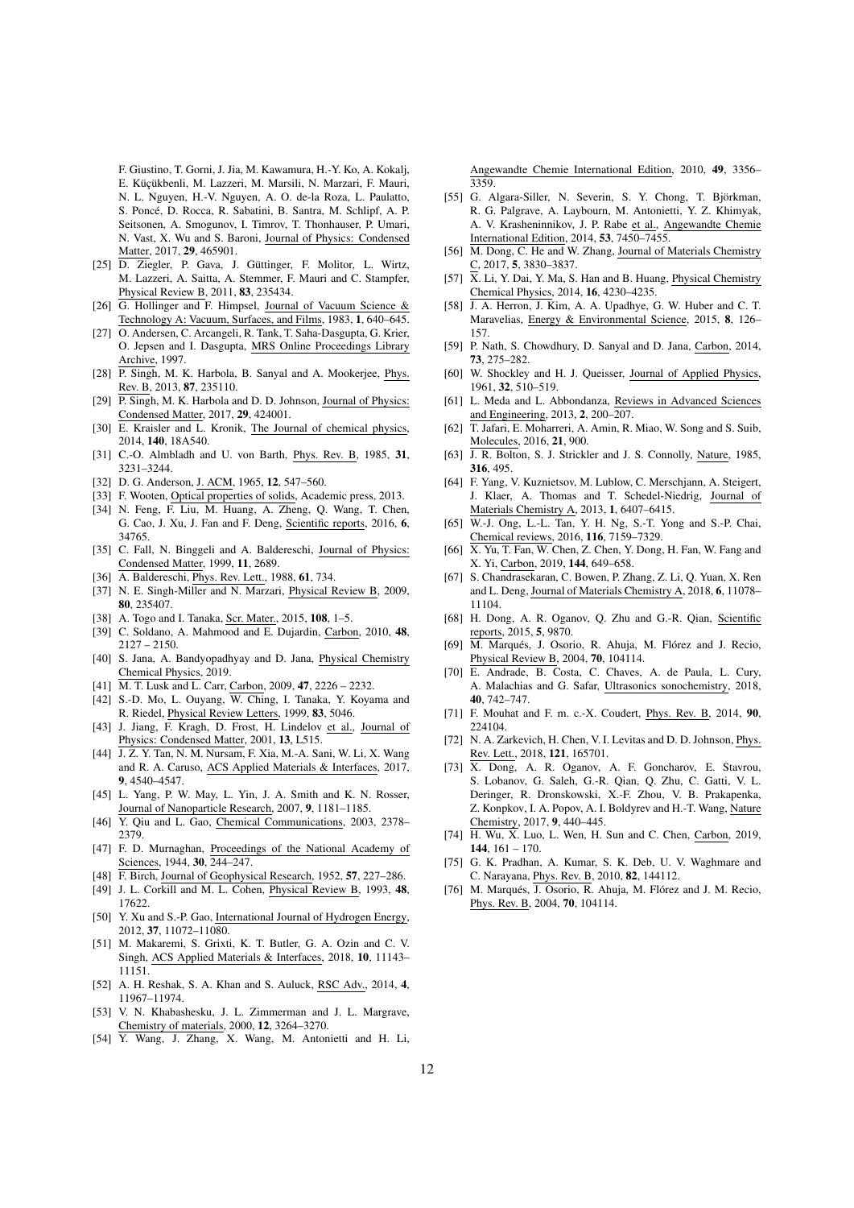F. Giustino, T. Gorni, J. Jia, M. Kawamura, H.-Y. Ko, A. Kokalj, E. Küçükbenli, M. Lazzeri, M. Marsili, N. Marzari, F. Mauri, N. L. Nguyen, H.-V. Nguyen, A. O. de-la Roza, L. Paulatto, S. Poncé, D. Rocca, R. Sabatini, B. Santra, M. Schlipf, A. P. Seitsonen, A. Smogunov, I. Timrov, T. Thonhauser, P. Umari, N. Vast, X. Wu and S. Baroni, Journal of Physics: Condensed Matter, 2017, **29**, 465901.

[25] D. Ziegler, P. Gava, J. Güttinger, F. Molitor, L. Wirtz, M. Lazzeri, A. Saitta, A. Stemmer, F. Mauri and C. Stampfer, Physical Review B, 2011, **83**, 235434.

[26] G. Hollinger and F. Himpsel, Journal of Vacuum Science & Technology A: Vacuum, Surfaces, and Films, 1983, **1**, 640–645.

[27] O. Andersen, C. Arcangeli, R. Tank, T. Saha-Dasgupta, G. Krier, O. Jepsen and I. Dasgupta, MRS Online Proceedings Library Archive, 1997.

[28] P. Singh, M. K. Harbola, B. Sanyal and A. Mookerjee, Phys. Rev. B, 2013, **87**, 235110.

[29] P. Singh, M. K. Harbola and D. D. Johnson, Journal of Physics: Condensed Matter, 2017, **29**, 424001.

[30] E. Kraisler and L. Kronik, The Journal of chemical physics, 2014, **140**, 18A540.

[31] C.-O. Almbladh and U. von Barth, Phys. Rev. B, 1985, **31**, 3231–3244.

[32] D. G. Anderson, J. ACM, 1965, **12**, 547–560.

[33] F. Wooten, Optical properties of solids, Academic press, 2013.

[34] N. Feng, F. Liu, M. Huang, A. Zheng, Q. Wang, T. Chen, G. Cao, J. Xu, J. Fan and F. Deng, Scientific reports, 2016, **6**, 34765.

[35] C. Fall, N. Binggeli and A. Baldereschi, Journal of Physics: Condensed Matter, 1999, **11**, 2689.

[36] A. Baldereschi, Phys. Rev. Lett., 1988, **61**, 734.

[37] N. E. Singh-Miller and N. Marzari, Physical Review B, 2009, **80**, 235407.

[38] A. Togo and I. Tanaka, Scr. Mater., 2015, **108**, 1–5.

[39] C. Soldano, A. Mahmood and E. Dujardin, Carbon, 2010, **48**, 2127 – 2150.

[40] S. Jana, A. Bandyopadhyay and D. Jana, Physical Chemistry Chemical Physics, 2019.

[41] M. T. Lusk and L. Carr, Carbon, 2009, **47**, 2226 – 2232.

[42] S.-D. Mo, L. Ouyang, W. Ching, I. Tanaka, Y. Koyama and R. Riedel, Physical Review Letters, 1999, **83**, 5046.

[43] J. Jiang, F. Kragh, D. Frost, H. Lindelov et al., Journal of Physics: Condensed Matter, 2001, **13**, L515.

[44] J. Z. Y. Tan, N. M. Nursam, F. Xia, M.-A. Sani, W. Li, X. Wang and R. A. Caruso, ACS Applied Materials & Interfaces, 2017, **9**, 4540–4547.

[45] L. Yang, P. W. May, L. Yin, J. A. Smith and K. N. Rosser, Journal of Nanoparticle Research, 2007, **9**, 1181–1185.

[46] Y. Qiu and L. Gao, Chemical Communications, 2003, 2378–2379.

[47] F. D. Murnaghan, Proceedings of the National Academy of Sciences, 1944, **30**, 244–247.

[48] F. Birch, Journal of Geophysical Research, 1952, **57**, 227–286.

[49] J. L. Corkill and M. L. Cohen, Physical Review B, 1993, **48**, 17622.

[50] Y. Xu and S.-P. Gao, International Journal of Hydrogen Energy, 2012, **37**, 11072–11080.

[51] M. Makaremi, S. Grixti, K. T. Butler, G. A. Ozin and C. V. Singh, ACS Applied Materials & Interfaces, 2018, **10**, 11143–11151.

[52] A. H. Reshak, S. A. Khan and S. Auluck, RSC Adv., 2014, **4**, 11967–11974.

[53] V. N. Khabashesku, J. L. Zimmerman and J. L. Margrave, Chemistry of materials, 2000, **12**, 3264–3270.

[54] Y. Wang, J. Zhang, X. Wang, M. Antonietti and H. Li, Angewandte Chemie International Edition, 2010, **49**, 3356–3359.

[55] G. Algara-Siller, N. Severin, S. Y. Chong, T. Björkman, R. G. Palgrave, A. Laybourn, M. Antonietti, Y. Z. Khimyak, A. V. Krasheninnikov, J. P. Rabe et al., Angewandte Chemie International Edition, 2014, **53**, 7450–7455.

[56] M. Dong, C. He and W. Zhang, Journal of Materials Chemistry C, 2017, **5**, 3830–3837.

[57] X. Li, Y. Dai, Y. Ma, S. Han and B. Huang, Physical Chemistry Chemical Physics, 2014, **16**, 4230–4235.

[58] J. A. Herron, J. Kim, A. A. Upadhye, G. W. Huber and C. T. Maravelias, Energy & Environmental Science, 2015, **8**, 126–157.

[59] P. Nath, S. Chowdhury, D. Sanyal and D. Jana, Carbon, 2014, **73**, 275–282.

[60] W. Shockley and H. J. Queisser, Journal of Applied Physics, 1961, **32**, 510–519.

[61] L. Meda and L. Abbondanza, Reviews in Advanced Sciences and Engineering, 2013, **2**, 200–207.

[62] T. Jafari, E. Moharreri, A. Amin, R. Miao, W. Song and S. Suib, Molecules, 2016, **21**, 900.

[63] J. R. Bolton, S. J. Strickler and J. S. Connolly, Nature, 1985, **316**, 495.

[64] F. Yang, V. Kuznietsov, M. Lublow, C. Merschjann, A. Steigert, J. Klaer, A. Thomas and T. Schedel-Niedrig, Journal of Materials Chemistry A, 2013, **1**, 6407–6415.

[65] W.-J. Ong, L.-L. Tan, Y. H. Ng, S.-T. Yong and S.-P. Chai, Chemical reviews, 2016, **116**, 7159–7329.

[66] X. Yu, T. Fan, W. Chen, Z. Chen, Y. Dong, H. Fan, W. Fang and X. Yi, Carbon, 2019, **144**, 649–658.

[67] S. Chandrasekaran, C. Bowen, P. Zhang, Z. Li, Q. Yuan, X. Ren and L. Deng, Journal of Materials Chemistry A, 2018, **6**, 11078–11104.

[68] H. Dong, A. R. Oganov, Q. Zhu and G.-R. Qian, Scientific reports, 2015, **5**, 9870.

[69] M. Marqués, J. Osorio, R. Ahuja, M. Flórez and J. Recio, Physical Review B, 2004, **70**, 104114.

[70] E. Andrade, B. Costa, C. Chaves, A. de Paula, L. Cury, A. Malachias and G. Safar, Ultrasonics sonochemistry, 2018, **40**, 742–747.

[71] F. Mouhat and F. m. c.-X. Coudert, Phys. Rev. B, 2014, **90**, 224104.

[72] N. A. Zarkevich, H. Chen, V. I. Levitas and D. D. Johnson, Phys. Rev. Lett., 2018, **121**, 165701.

[73] X. Dong, A. R. Oganov, A. F. Goncharov, E. Stavrou, S. Lobanov, G. Saleh, G.-R. Qian, Q. Zhu, C. Gatti, V. L. Deringer, R. Dronskowski, X.-F. Zhou, V. B. Prakapenka, Z. Konpkov, I. A. Popov, A. I. Boldyrev and H.-T. Wang, Nature Chemistry, 2017, **9**, 440–445.

[74] H. Wu, X. Luo, L. Wen, H. Sun and C. Chen, Carbon, 2019, **144**, 161 – 170.

[75] G. K. Pradhan, A. Kumar, S. K. Deb, U. V. Waghmare and C. Narayana, Phys. Rev. B, 2010, **82**, 144112.

[76] M. Marqués, J. Osorio, R. Ahuja, M. Flórez and J. M. Recio, Phys. Rev. B, 2004, **70**, 104114.